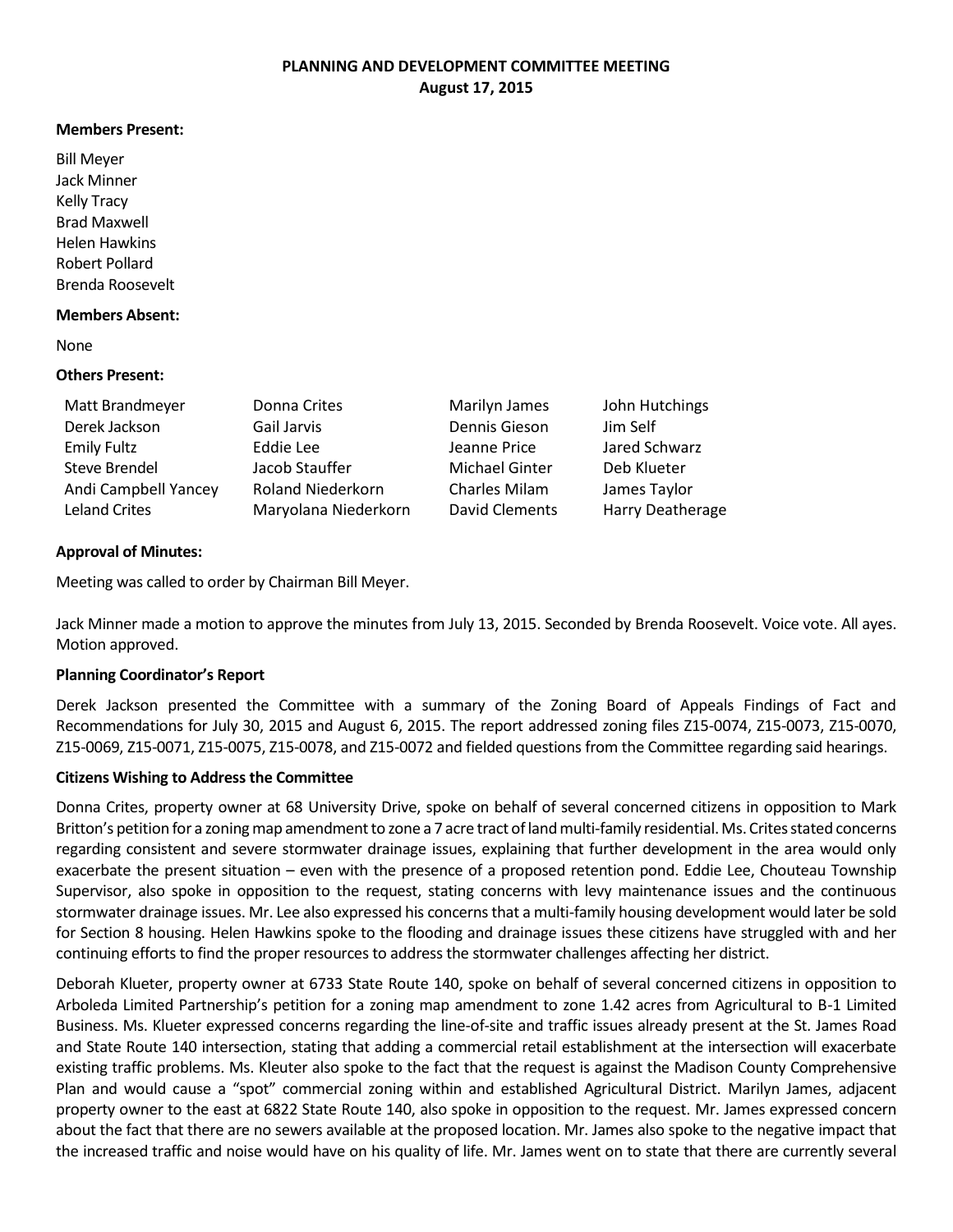# PLANNING AND DEVELOPMENT COMMITTEE MEETING
## August 17, 2015

**Members Present:**

Bill Meyer
Jack Minner
Kelly Tracy
Brad Maxwell
Helen Hawkins
Robert Pollard
Brenda Roosevelt

**Members Absent:**

None

**Others Present:**

| | | | |
|---|---|---|---|
| Matt Brandmeyer | Donna Crites | Marilyn James | John Hutchings |
| Derek Jackson | Gail Jarvis | Dennis Gieson | Jim Self |
| Emily Fultz | Eddie Lee | Jeanne Price | Jared Schwarz |
| Steve Brendel | Jacob Stauffer | Michael Ginter | Deb Klueter |
| Andi Campbell Yancey | Roland Niederkorn | Charles Milam | James Taylor |
| Leland Crites | Maryolana Niederkorn | David Clements | Harry Deatherage |

**Approval of Minutes:**

Meeting was called to order by Chairman Bill Meyer.

Jack Minner made a motion to approve the minutes from July 13, 2015. Seconded by Brenda Roosevelt. Voice vote. All ayes. Motion approved.

**Planning Coordinator's Report**

Derek Jackson presented the Committee with a summary of the Zoning Board of Appeals Findings of Fact and Recommendations for July 30, 2015 and August 6, 2015. The report addressed zoning files Z15-0074, Z15-0073, Z15-0070, Z15-0069, Z15-0071, Z15-0075, Z15-0078, and Z15-0072 and fielded questions from the Committee regarding said hearings.

**Citizens Wishing to Address the Committee**

Donna Crites, property owner at 68 University Drive, spoke on behalf of several concerned citizens in opposition to Mark Britton's petition for a zoning map amendment to zone a 7 acre tract of land multi-family residential. Ms. Crites stated concerns regarding consistent and severe stormwater drainage issues, explaining that further development in the area would only exacerbate the present situation – even with the presence of a proposed retention pond. Eddie Lee, Chouteau Township Supervisor, also spoke in opposition to the request, stating concerns with levy maintenance issues and the continuous stormwater drainage issues. Mr. Lee also expressed his concerns that a multi-family housing development would later be sold for Section 8 housing. Helen Hawkins spoke to the flooding and drainage issues these citizens have struggled with and her continuing efforts to find the proper resources to address the stormwater challenges affecting her district.

Deborah Klueter, property owner at 6733 State Route 140, spoke on behalf of several concerned citizens in opposition to Arboleda Limited Partnership's petition for a zoning map amendment to zone 1.42 acres from Agricultural to B-1 Limited Business. Ms. Klueter expressed concerns regarding the line-of-site and traffic issues already present at the St. James Road and State Route 140 intersection, stating that adding a commercial retail establishment at the intersection will exacerbate existing traffic problems. Ms. Kleuter also spoke to the fact that the request is against the Madison County Comprehensive Plan and would cause a "spot" commercial zoning within and established Agricultural District. Marilyn James, adjacent property owner to the east at 6822 State Route 140, also spoke in opposition to the request. Mr. James expressed concern about the fact that there are no sewers available at the proposed location. Mr. James also spoke to the negative impact that the increased traffic and noise would have on his quality of life. Mr. James went on to state that there are currently several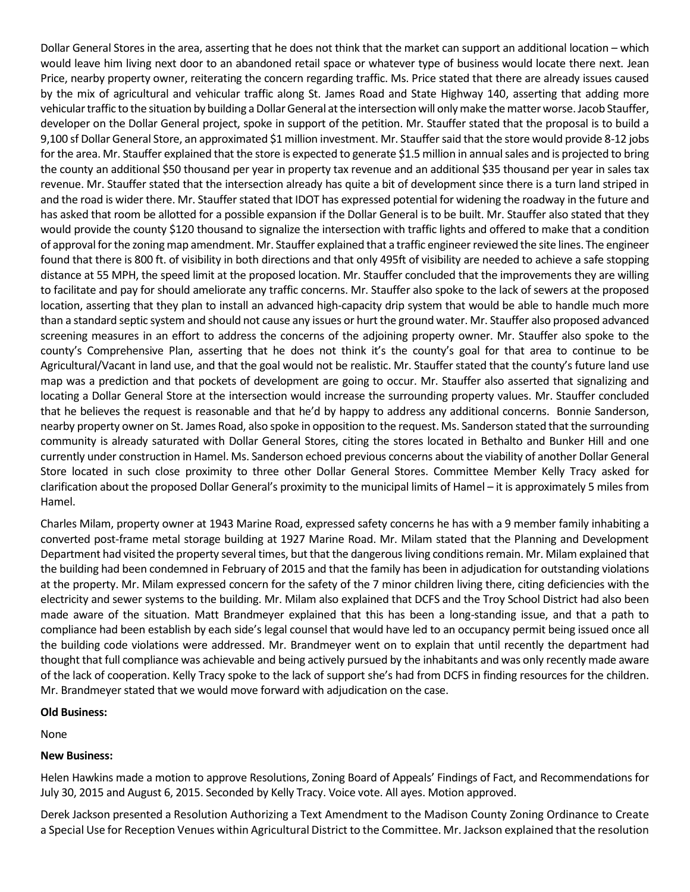Dollar General Stores in the area, asserting that he does not think that the market can support an additional location – which would leave him living next door to an abandoned retail space or whatever type of business would locate there next. Jean Price, nearby property owner, reiterating the concern regarding traffic. Ms. Price stated that there are already issues caused by the mix of agricultural and vehicular traffic along St. James Road and State Highway 140, asserting that adding more vehicular traffic to the situation by building a Dollar General at the intersection will only make the matter worse. Jacob Stauffer, developer on the Dollar General project, spoke in support of the petition. Mr. Stauffer stated that the proposal is to build a 9,100 sf Dollar General Store, an approximated $1 million investment. Mr. Stauffer said that the store would provide 8-12 jobs for the area. Mr. Stauffer explained that the store is expected to generate $1.5 million in annual sales and is projected to bring the county an additional $50 thousand per year in property tax revenue and an additional $35 thousand per year in sales tax revenue. Mr. Stauffer stated that the intersection already has quite a bit of development since there is a turn land striped in and the road is wider there. Mr. Stauffer stated that IDOT has expressed potential for widening the roadway in the future and has asked that room be allotted for a possible expansion if the Dollar General is to be built. Mr. Stauffer also stated that they would provide the county $120 thousand to signalize the intersection with traffic lights and offered to make that a condition of approval for the zoning map amendment. Mr. Stauffer explained that a traffic engineer reviewed the site lines. The engineer found that there is 800 ft. of visibility in both directions and that only 495ft of visibility are needed to achieve a safe stopping distance at 55 MPH, the speed limit at the proposed location. Mr. Stauffer concluded that the improvements they are willing to facilitate and pay for should ameliorate any traffic concerns. Mr. Stauffer also spoke to the lack of sewers at the proposed location, asserting that they plan to install an advanced high-capacity drip system that would be able to handle much more than a standard septic system and should not cause any issues or hurt the ground water. Mr. Stauffer also proposed advanced screening measures in an effort to address the concerns of the adjoining property owner. Mr. Stauffer also spoke to the county's Comprehensive Plan, asserting that he does not think it's the county's goal for that area to continue to be Agricultural/Vacant in land use, and that the goal would not be realistic. Mr. Stauffer stated that the county's future land use map was a prediction and that pockets of development are going to occur. Mr. Stauffer also asserted that signalizing and locating a Dollar General Store at the intersection would increase the surrounding property values. Mr. Stauffer concluded that he believes the request is reasonable and that he'd by happy to address any additional concerns. Bonnie Sanderson, nearby property owner on St. James Road, also spoke in opposition to the request. Ms. Sanderson stated that the surrounding community is already saturated with Dollar General Stores, citing the stores located in Bethalto and Bunker Hill and one currently under construction in Hamel. Ms. Sanderson echoed previous concerns about the viability of another Dollar General Store located in such close proximity to three other Dollar General Stores. Committee Member Kelly Tracy asked for clarification about the proposed Dollar General's proximity to the municipal limits of Hamel – it is approximately 5 miles from Hamel.

Charles Milam, property owner at 1943 Marine Road, expressed safety concerns he has with a 9 member family inhabiting a converted post-frame metal storage building at 1927 Marine Road. Mr. Milam stated that the Planning and Development Department had visited the property several times, but that the dangerous living conditions remain. Mr. Milam explained that the building had been condemned in February of 2015 and that the family has been in adjudication for outstanding violations at the property. Mr. Milam expressed concern for the safety of the 7 minor children living there, citing deficiencies with the electricity and sewer systems to the building. Mr. Milam also explained that DCFS and the Troy School District had also been made aware of the situation. Matt Brandmeyer explained that this has been a long-standing issue, and that a path to compliance had been establish by each side's legal counsel that would have led to an occupancy permit being issued once all the building code violations were addressed. Mr. Brandmeyer went on to explain that until recently the department had thought that full compliance was achievable and being actively pursued by the inhabitants and was only recently made aware of the lack of cooperation. Kelly Tracy spoke to the lack of support she's had from DCFS in finding resources for the children. Mr. Brandmeyer stated that we would move forward with adjudication on the case.

**Old Business:**

None

**New Business:**

Helen Hawkins made a motion to approve Resolutions, Zoning Board of Appeals' Findings of Fact, and Recommendations for July 30, 2015 and August 6, 2015. Seconded by Kelly Tracy. Voice vote. All ayes. Motion approved.

Derek Jackson presented a Resolution Authorizing a Text Amendment to the Madison County Zoning Ordinance to Create a Special Use for Reception Venues within Agricultural District to the Committee. Mr. Jackson explained that the resolution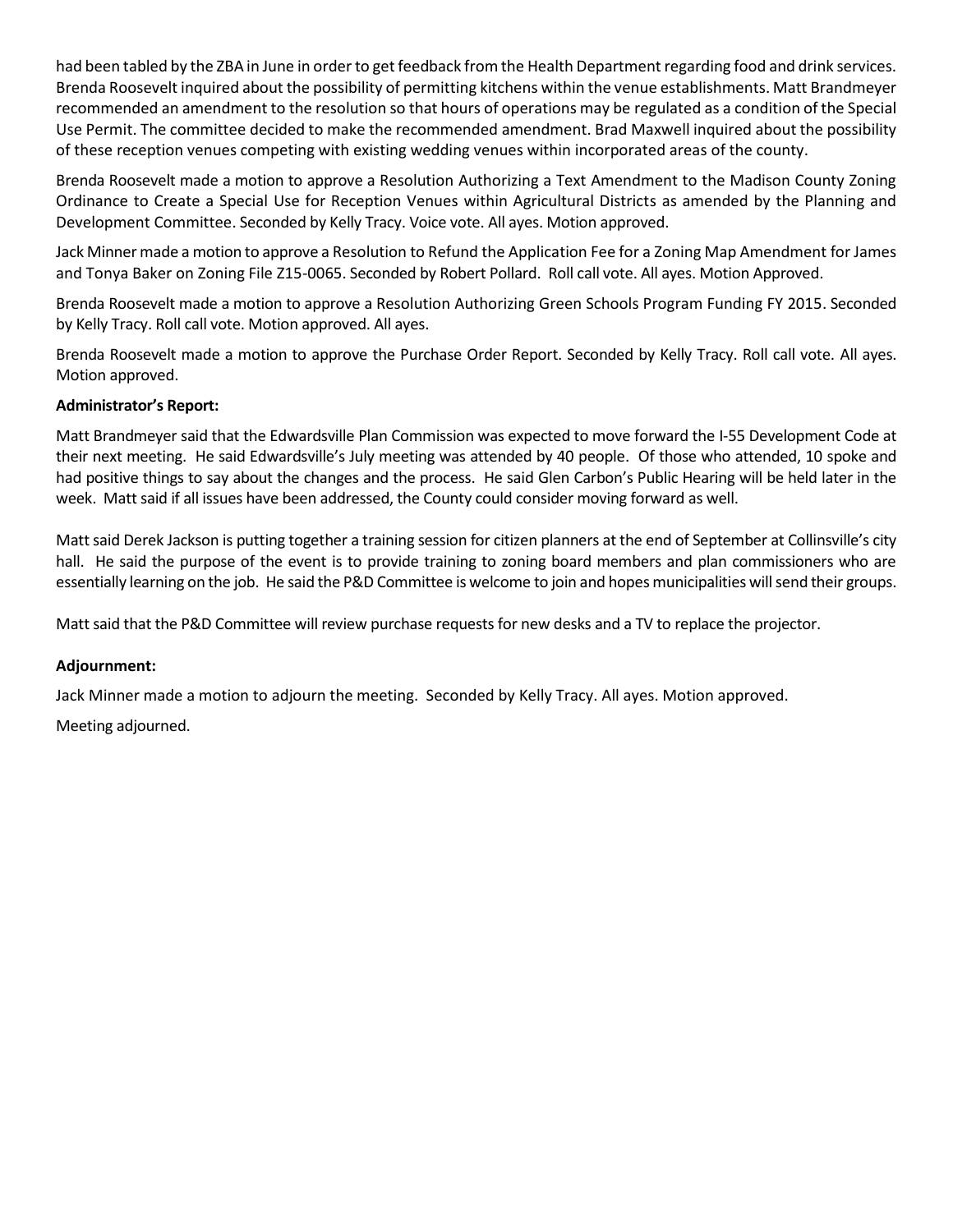had been tabled by the ZBA in June in order to get feedback from the Health Department regarding food and drink services. Brenda Roosevelt inquired about the possibility of permitting kitchens within the venue establishments. Matt Brandmeyer recommended an amendment to the resolution so that hours of operations may be regulated as a condition of the Special Use Permit. The committee decided to make the recommended amendment. Brad Maxwell inquired about the possibility of these reception venues competing with existing wedding venues within incorporated areas of the county.

Brenda Roosevelt made a motion to approve a Resolution Authorizing a Text Amendment to the Madison County Zoning Ordinance to Create a Special Use for Reception Venues within Agricultural Districts as amended by the Planning and Development Committee. Seconded by Kelly Tracy. Voice vote. All ayes. Motion approved.

Jack Minner made a motion to approve a Resolution to Refund the Application Fee for a Zoning Map Amendment for James and Tonya Baker on Zoning File Z15-0065. Seconded by Robert Pollard. Roll call vote. All ayes. Motion Approved.

Brenda Roosevelt made a motion to approve a Resolution Authorizing Green Schools Program Funding FY 2015. Seconded by Kelly Tracy. Roll call vote. Motion approved. All ayes.

Brenda Roosevelt made a motion to approve the Purchase Order Report. Seconded by Kelly Tracy. Roll call vote. All ayes. Motion approved.

**Administrator's Report:**

Matt Brandmeyer said that the Edwardsville Plan Commission was expected to move forward the I-55 Development Code at their next meeting. He said Edwardsville's July meeting was attended by 40 people. Of those who attended, 10 spoke and had positive things to say about the changes and the process. He said Glen Carbon's Public Hearing will be held later in the week. Matt said if all issues have been addressed, the County could consider moving forward as well.

Matt said Derek Jackson is putting together a training session for citizen planners at the end of September at Collinsville's city hall. He said the purpose of the event is to provide training to zoning board members and plan commissioners who are essentially learning on the job. He said the P&D Committee is welcome to join and hopes municipalities will send their groups.

Matt said that the P&D Committee will review purchase requests for new desks and a TV to replace the projector.

**Adjournment:**

Jack Minner made a motion to adjourn the meeting. Seconded by Kelly Tracy. All ayes. Motion approved.

Meeting adjourned.